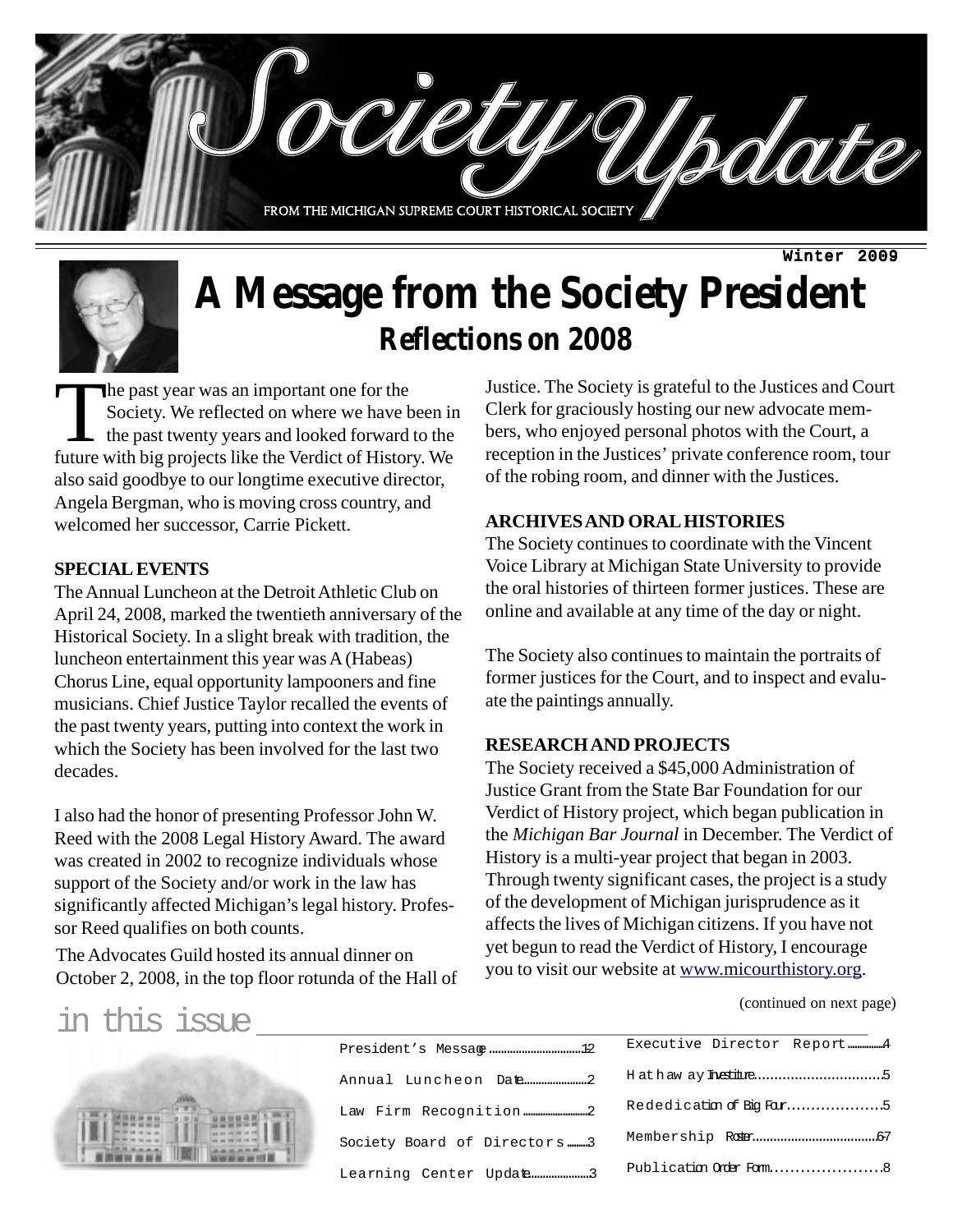# Society Update

FROM THE MICHIGAN SUPREME COURT HISTORICAL SOCIETY

Winter 2009

# A Message from the Society President

## Reflections on 2008

The past year was an important one for the Society. We reflected on where we have been in the past twenty years and looked forward to the future with big projects like the Verdict of History. We also said goodbye to our longtime executive director, Angela Bergman, who is moving cross country, and welcomed her successor, Carrie Pickett.

**SPECIAL EVENTS**

The Annual Luncheon at the Detroit Athletic Club on April 24, 2008, marked the twentieth anniversary of the Historical Society. In a slight break with tradition, the luncheon entertainment this year was A (Habeas) Chorus Line, equal opportunity lampooners and fine musicians. Chief Justice Taylor recalled the events of the past twenty years, putting into context the work in which the Society has been involved for the last two decades.

I also had the honor of presenting Professor John W. Reed with the 2008 Legal History Award. The award was created in 2002 to recognize individuals whose support of the Society and/or work in the law has significantly affected Michigan's legal history. Professor Reed qualifies on both counts.

The Advocates Guild hosted its annual dinner on October 2, 2008, in the top floor rotunda of the Hall of Justice. The Society is grateful to the Justices and Court Clerk for graciously hosting our new advocate members, who enjoyed personal photos with the Court, a reception in the Justices' private conference room, tour of the robing room, and dinner with the Justices.

**ARCHIVES AND ORAL HISTORIES**

The Society continues to coordinate with the Vincent Voice Library at Michigan State University to provide the oral histories of thirteen former justices. These are online and available at any time of the day or night.

The Society also continues to maintain the portraits of former justices for the Court, and to inspect and evaluate the paintings annually.

**RESEARCH AND PROJECTS**

The Society received a $45,000 Administration of Justice Grant from the State Bar Foundation for our Verdict of History project, which began publication in the *Michigan Bar Journal* in December. The Verdict of History is a multi-year project that began in 2003. Through twenty significant cases, the project is a study of the development of Michigan jurisprudence as it affects the lives of Michigan citizens. If you have not yet begun to read the Verdict of History, I encourage you to visit our website at www.micourthistory.org.

(continued on next page)

## in this issue

| | |
|---|---|
| President's Message | 1-2 |
| Annual Luncheon Date | 2 |
| Law Firm Recognition | 2 |
| Society Board of Directors | 3 |
| Learning Center Update | 3 |
| Executive Director Report | 4 |
| Hathaway Investiture | 5 |
| Rededication of Big Four | 5 |
| Membership Roster | 6-7 |
| Publication Order Form | 8 |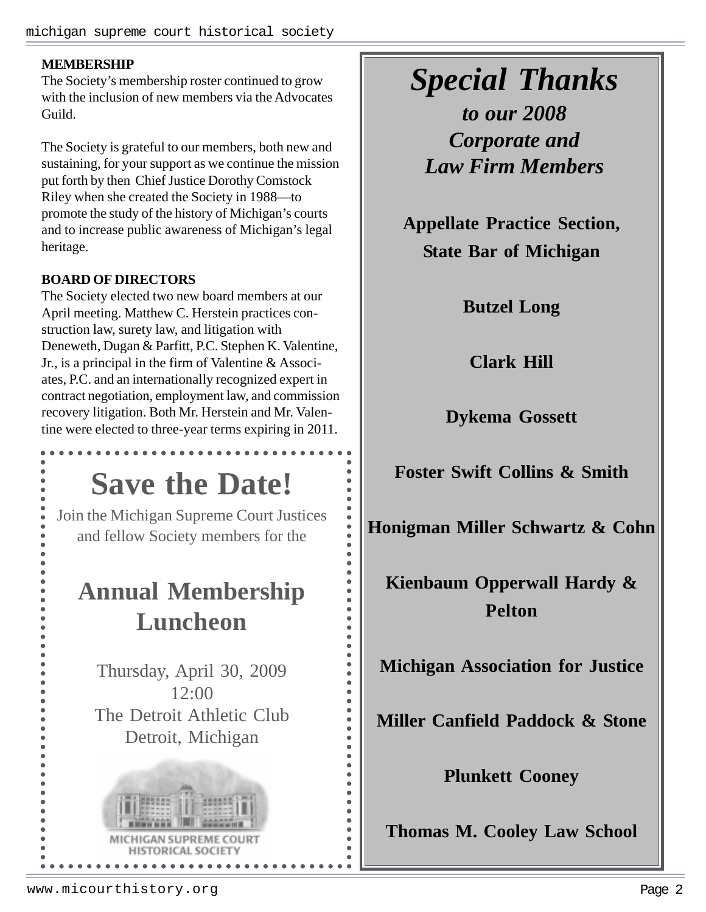## MEMBERSHIP

The Society's membership roster continued to grow with the inclusion of new members via the Advocates Guild.

The Society is grateful to our members, both new and sustaining, for your support as we continue the mission put forth by then Chief Justice Dorothy Comstock Riley when she created the Society in 1988—to promote the study of the history of Michigan's courts and to increase public awareness of Michigan's legal heritage.

## BOARD OF DIRECTORS

The Society elected two new board members at our April meeting. Matthew C. Herstein practices construction law, surety law, and litigation with Deneweth, Dugan & Parfitt, P.C. Stephen K. Valentine, Jr., is a principal in the firm of Valentine & Associates, P.C. and an internationally recognized expert in contract negotiation, employment law, and commission recovery litigation. Both Mr. Herstein and Mr. Valentine were elected to three-year terms expiring in 2011.

# Save the Date!

Join the Michigan Supreme Court Justices and fellow Society members for the

## Annual Membership Luncheon

Thursday, April 30, 2009
12:00
The Detroit Athletic Club
Detroit, Michigan

MICHIGAN SUPREME COURT HISTORICAL SOCIETY

# *Special Thanks*

### *to our 2008 Corporate and Law Firm Members*

**Appellate Practice Section, State Bar of Michigan**

**Butzel Long**

**Clark Hill**

**Dykema Gossett**

**Foster Swift Collins & Smith**

**Honigman Miller Schwartz & Cohn**

**Kienbaum Opperwall Hardy & Pelton**

**Michigan Association for Justice**

**Miller Canfield Paddock & Stone**

**Plunkett Cooney**

**Thomas M. Cooley Law School**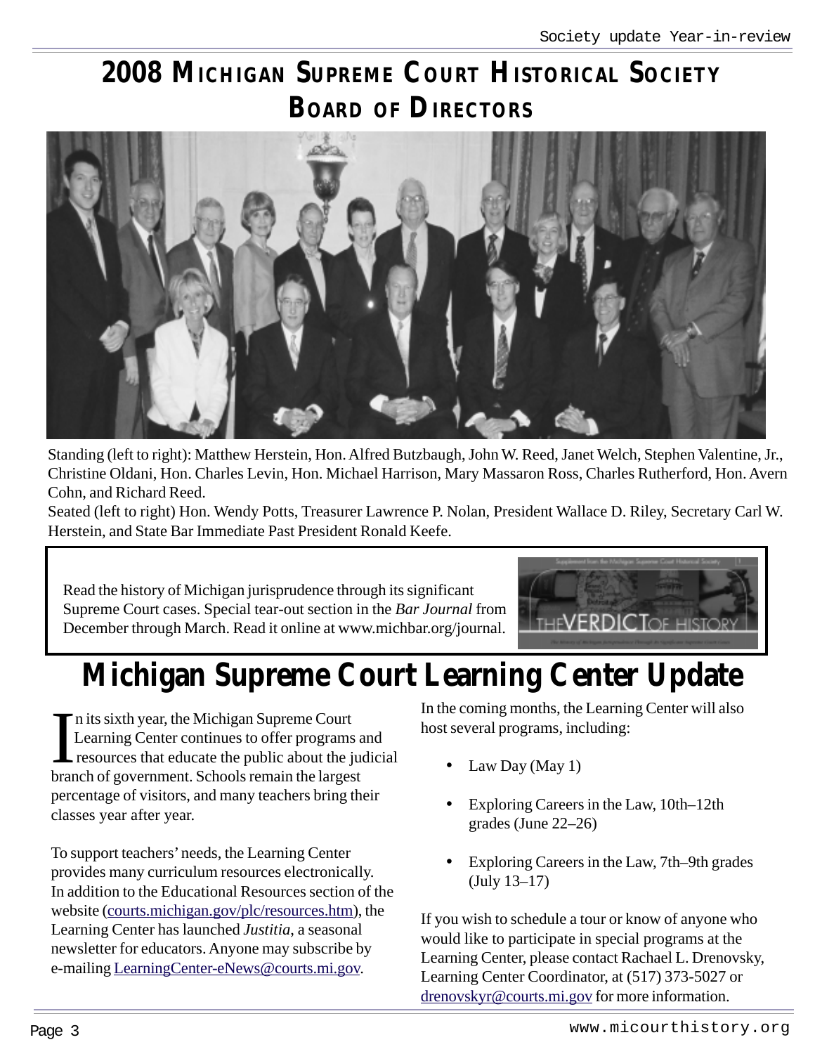# 2008 Michigan Supreme Court Historical Society Board of Directors

Standing (left to right): Matthew Herstein, Hon. Alfred Butzbaugh, John W. Reed, Janet Welch, Stephen Valentine, Jr., Christine Oldani, Hon. Charles Levin, Hon. Michael Harrison, Mary Massaron Ross, Charles Rutherford, Hon. Avern Cohn, and Richard Reed.
Seated (left to right) Hon. Wendy Potts, Treasurer Lawrence P. Nolan, President Wallace D. Riley, Secretary Carl W. Herstein, and State Bar Immediate Past President Ronald Keefe.

Read the history of Michigan jurisprudence through its significant Supreme Court cases. Special tear-out section in the *Bar Journal* from December through March. Read it online at www.michbar.org/journal.

# Michigan Supreme Court Learning Center Update

In its sixth year, the Michigan Supreme Court Learning Center continues to offer programs and resources that educate the public about the judicial branch of government. Schools remain the largest percentage of visitors, and many teachers bring their classes year after year.

To support teachers' needs, the Learning Center provides many curriculum resources electronically. In addition to the Educational Resources section of the website (courts.michigan.gov/plc/resources.htm), the Learning Center has launched *Justitia*, a seasonal newsletter for educators. Anyone may subscribe by e-mailing LearningCenter-eNews@courts.mi.gov.

In the coming months, the Learning Center will also host several programs, including:

- Law Day (May 1)
- Exploring Careers in the Law, 10th–12th grades (June 22–26)
- Exploring Careers in the Law, 7th–9th grades (July 13–17)

If you wish to schedule a tour or know of anyone who would like to participate in special programs at the Learning Center, please contact Rachael L. Drenovsky, Learning Center Coordinator, at (517) 373-5027 or drenovskyr@courts.mi.gov for more information.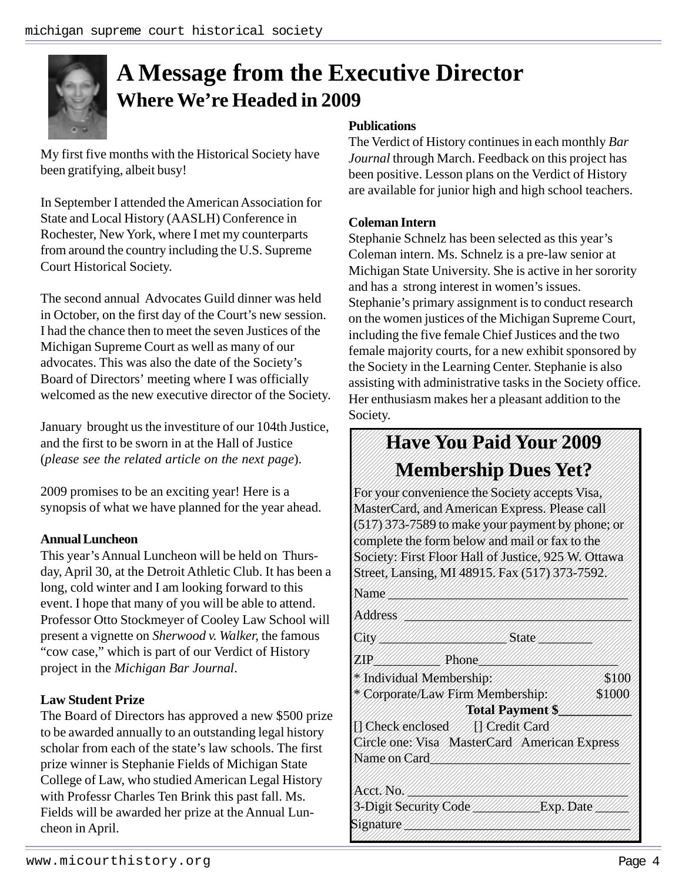# A Message from the Executive Director

## Where We're Headed in 2009

My first five months with the Historical Society have been gratifying, albeit busy!

In September I attended the American Association for State and Local History (AASLH) Conference in Rochester, New York, where I met my counterparts from around the country including the U.S. Supreme Court Historical Society.

The second annual Advocates Guild dinner was held in October, on the first day of the Court's new session. I had the chance then to meet the seven Justices of the Michigan Supreme Court as well as many of our advocates. This was also the date of the Society's Board of Directors' meeting where I was officially welcomed as the new executive director of the Society.

January brought us the investiture of our 104th Justice, and the first to be sworn in at the Hall of Justice (*please see the related article on the next page*).

2009 promises to be an exciting year! Here is a synopsis of what we have planned for the year ahead.

**Annual Luncheon**

This year's Annual Luncheon will be held on Thursday, April 30, at the Detroit Athletic Club. It has been a long, cold winter and I am looking forward to this event. I hope that many of you will be able to attend. Professor Otto Stockmeyer of Cooley Law School will present a vignette on *Sherwood v. Walker,* the famous "cow case," which is part of our Verdict of History project in the *Michigan Bar Journal*.

**Law Student Prize**

The Board of Directors has approved a new $500 prize to be awarded annually to an outstanding legal history scholar from each of the state's law schools. The first prize winner is Stephanie Fields of Michigan State College of Law, who studied American Legal History with Professr Charles Ten Brink this past fall. Ms. Fields will be awarded her prize at the Annual Luncheon in April.

**Publications**

The Verdict of History continues in each monthly *Bar Journal* through March. Feedback on this project has been positive. Lesson plans on the Verdict of History are available for junior high and high school teachers.

**Coleman Intern**

Stephanie Schnelz has been selected as this year's Coleman intern. Ms. Schnelz is a pre-law senior at Michigan State University. She is active in her sorority and has a strong interest in women's issues. Stephanie's primary assignment is to conduct research on the women justices of the Michigan Supreme Court, including the five female Chief Justices and the two female majority courts, for a new exhibit sponsored by the Society in the Learning Center. Stephanie is also assisting with administrative tasks in the Society office. Her enthusiasm makes her a pleasant addition to the Society.

## Have You Paid Your 2009 Membership Dues Yet?

For your convenience the Society accepts Visa, MasterCard, and American Express. Please call (517) 373-7589 to make your payment by phone; or complete the form below and mail or fax to the Society: First Floor Hall of Justice, 925 W. Ottawa Street, Lansing, MI 48915. Fax (517) 373-7592.

Name ___________________________________

Address ________________________________

City __________________ State ________

ZIP_________ Phone___________________

* Individual Membership: $100
* Corporate/Law Firm Membership: $1000

**Total Payment $__________**

[] Check enclosed [] Credit Card

Circle one: Visa MasterCard American Express

Name on Card____________________________

Acct. No. ______________________________

3-Digit Security Code _________Exp. Date _____

Signature _______________________________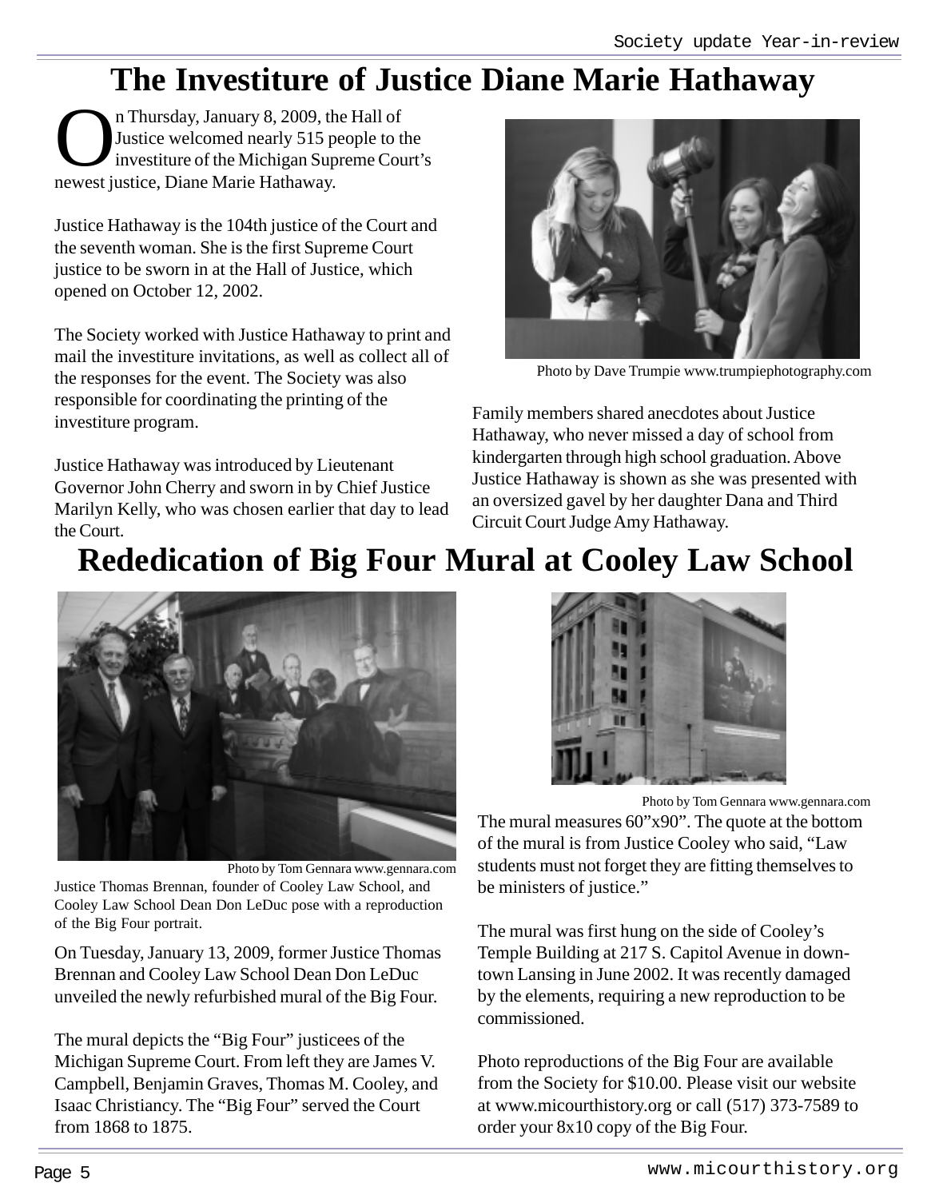# The Investiture of Justice Diane Marie Hathaway

On Thursday, January 8, 2009, the Hall of Justice welcomed nearly 515 people to the investiture of the Michigan Supreme Court's newest justice, Diane Marie Hathaway.

Justice Hathaway is the 104th justice of the Court and the seventh woman. She is the first Supreme Court justice to be sworn in at the Hall of Justice, which opened on October 12, 2002.

The Society worked with Justice Hathaway to print and mail the investiture invitations, as well as collect all of the responses for the event. The Society was also responsible for coordinating the printing of the investiture program.

Justice Hathaway was introduced by Lieutenant Governor John Cherry and sworn in by Chief Justice Marilyn Kelly, who was chosen earlier that day to lead the Court.

Photo by Dave Trumpie www.trumpiephotography.com

Family members shared anecdotes about Justice Hathaway, who never missed a day of school from kindergarten through high school graduation. Above Justice Hathaway is shown as she was presented with an oversized gavel by her daughter Dana and Third Circuit Court Judge Amy Hathaway.

# Rededication of Big Four Mural at Cooley Law School

Photo by Tom Gennara www.gennara.com

Justice Thomas Brennan, founder of Cooley Law School, and Cooley Law School Dean Don LeDuc pose with a reproduction of the Big Four portrait.

On Tuesday, January 13, 2009, former Justice Thomas Brennan and Cooley Law School Dean Don LeDuc unveiled the newly refurbished mural of the Big Four.

The mural depicts the "Big Four" justicees of the Michigan Supreme Court. From left they are James V. Campbell, Benjamin Graves, Thomas M. Cooley, and Isaac Christiancy. The "Big Four" served the Court from 1868 to 1875.

Photo by Tom Gennara www.gennara.com

The mural measures 60"x90". The quote at the bottom of the mural is from Justice Cooley who said, "Law students must not forget they are fitting themselves to be ministers of justice."

The mural was first hung on the side of Cooley's Temple Building at 217 S. Capitol Avenue in downtown Lansing in June 2002. It was recently damaged by the elements, requiring a new reproduction to be commissioned.

Photo reproductions of the Big Four are available from the Society for $10.00. Please visit our website at www.micourthistory.org or call (517) 373-7589 to order your 8x10 copy of the Big Four.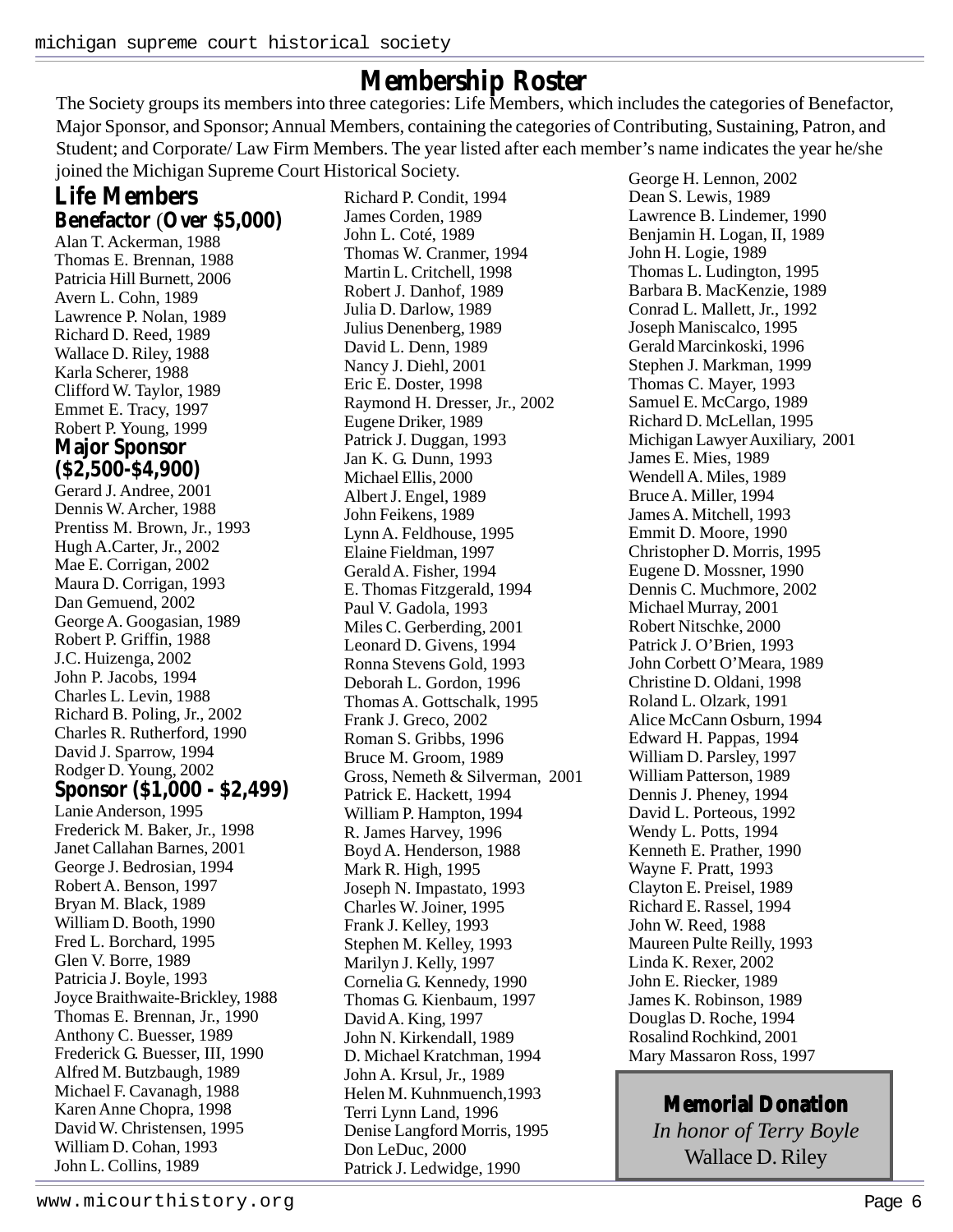# Membership Roster

The Society groups its members into three categories: Life Members, which includes the categories of Benefactor, Major Sponsor, and Sponsor; Annual Members, containing the categories of Contributing, Sustaining, Patron, and Student; and Corporate/ Law Firm Members. The year listed after each member's name indicates the year he/she joined the Michigan Supreme Court Historical Society.

## Life Members

### Benefactor (Over $5,000)

Alan T. Ackerman, 1988
Thomas E. Brennan, 1988
Patricia Hill Burnett, 2006
Avern L. Cohn, 1989
Lawrence P. Nolan, 1989
Richard D. Reed, 1989
Wallace D. Riley, 1988
Karla Scherer, 1988
Clifford W. Taylor, 1989
Emmet E. Tracy, 1997
Robert P. Young, 1999

### Major Sponsor ($2,500-$4,900)

Gerard J. Andree, 2001
Dennis W. Archer, 1988
Prentiss M. Brown, Jr., 1993
Hugh A.Carter, Jr., 2002
Mae E. Corrigan, 2002
Maura D. Corrigan, 1993
Dan Gemuend, 2002
George A. Googasian, 1989
Robert P. Griffin, 1988
J.C. Huizenga, 2002
John P. Jacobs, 1994
Charles L. Levin, 1988
Richard B. Poling, Jr., 2002
Charles R. Rutherford, 1990
David J. Sparrow, 1994
Rodger D. Young, 2002

### Sponsor ($1,000 - $2,499)

Lanie Anderson, 1995
Frederick M. Baker, Jr., 1998
Janet Callahan Barnes, 2001
George J. Bedrosian, 1994
Robert A. Benson, 1997
Bryan M. Black, 1989
William D. Booth, 1990
Fred L. Borchard, 1995
Glen V. Borre, 1989
Patricia J. Boyle, 1993
Joyce Braithwaite-Brickley, 1988
Thomas E. Brennan, Jr., 1990
Anthony C. Buesser, 1989
Frederick G. Buesser, III, 1990
Alfred M. Butzbaugh, 1989
Michael F. Cavanagh, 1988
Karen Anne Chopra, 1998
David W. Christensen, 1995
William D. Cohan, 1993
John L. Collins, 1989
Richard P. Condit, 1994
James Corden, 1989
John L. Coté, 1989
Thomas W. Cranmer, 1994
Martin L. Critchell, 1998
Robert J. Danhof, 1989
Julia D. Darlow, 1989
Julius Denenberg, 1989
David L. Denn, 1989
Nancy J. Diehl, 2001
Eric E. Doster, 1998
Raymond H. Dresser, Jr., 2002
Eugene Driker, 1989
Patrick J. Duggan, 1993
Jan K. G. Dunn, 1993
Michael Ellis, 2000
Albert J. Engel, 1989
John Feikens, 1989
Lynn A. Feldhouse, 1995
Elaine Fieldman, 1997
Gerald A. Fisher, 1994
E. Thomas Fitzgerald, 1994
Paul V. Gadola, 1993
Miles C. Gerberding, 2001
Leonard D. Givens, 1994
Ronna Stevens Gold, 1993
Deborah L. Gordon, 1996
Thomas A. Gottschalk, 1995
Frank J. Greco, 2002
Roman S. Gribbs, 1996
Bruce M. Groom, 1989
Gross, Nemeth & Silverman, 2001
Patrick E. Hackett, 1994
William P. Hampton, 1994
R. James Harvey, 1996
Boyd A. Henderson, 1988
Mark R. High, 1995
Joseph N. Impastato, 1993
Charles W. Joiner, 1995
Frank J. Kelley, 1993
Stephen M. Kelley, 1993
Marilyn J. Kelly, 1997
Cornelia G. Kennedy, 1990
Thomas G. Kienbaum, 1997
David A. King, 1997
John N. Kirkendall, 1989
D. Michael Kratchman, 1994
John A. Krsul, Jr., 1989
Helen M. Kuhnmuench,1993
Terri Lynn Land, 1996
Denise Langford Morris, 1995
Don LeDuc, 2000
Patrick J. Ledwidge, 1990
George H. Lennon, 2002
Dean S. Lewis, 1989
Lawrence B. Lindemer, 1990
Benjamin H. Logan, II, 1989
John H. Logie, 1989
Thomas L. Ludington, 1995
Barbara B. MacKenzie, 1989
Conrad L. Mallett, Jr., 1992
Joseph Maniscalco, 1995
Gerald Marcinkoski, 1996
Stephen J. Markman, 1999
Thomas C. Mayer, 1993
Samuel E. McCargo, 1989
Richard D. McLellan, 1995
Michigan Lawyer Auxiliary, 2001
James E. Mies, 1989
Wendell A. Miles, 1989
Bruce A. Miller, 1994
James A. Mitchell, 1993
Emmit D. Moore, 1990
Christopher D. Morris, 1995
Eugene D. Mossner, 1990
Dennis C. Muchmore, 2002
Michael Murray, 2001
Robert Nitschke, 2000
Patrick J. O'Brien, 1993
John Corbett O'Meara, 1989
Christine D. Oldani, 1998
Roland L. Olzark, 1991
Alice McCann Osburn, 1994
Edward H. Pappas, 1994
William D. Parsley, 1997
William Patterson, 1989
Dennis J. Pheney, 1994
David L. Porteous, 1992
Wendy L. Potts, 1994
Kenneth E. Prather, 1990
Wayne F. Pratt, 1993
Clayton E. Preisel, 1989
Richard E. Rassel, 1994
John W. Reed, 1988
Maureen Pulte Reilly, 1993
Linda K. Rexer, 2002
John E. Riecker, 1989
James K. Robinson, 1989
Douglas D. Roche, 1994
Rosalind Rochkind, 2001
Mary Massaron Ross, 1997

**Memorial Donation**
*In honor of Terry Boyle*
Wallace D. Riley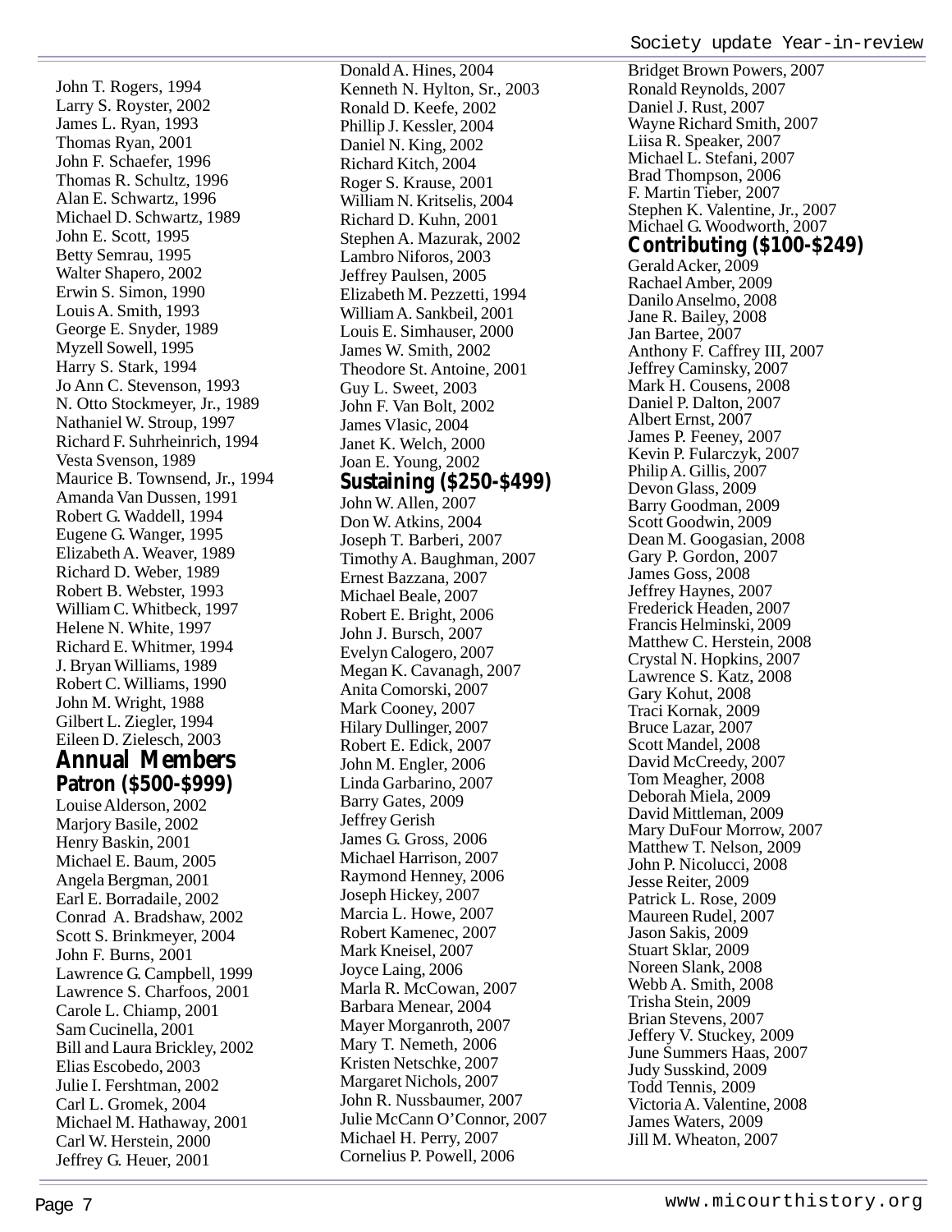John T. Rogers, 1994
Larry S. Royster, 2002
James L. Ryan, 1993
Thomas Ryan, 2001
John F. Schaefer, 1996
Thomas R. Schultz, 1996
Alan E. Schwartz, 1996
Michael D. Schwartz, 1989
John E. Scott, 1995
Betty Semrau, 1995
Walter Shapero, 2002
Erwin S. Simon, 1990
Louis A. Smith, 1993
George E. Snyder, 1989
Myzell Sowell, 1995
Harry S. Stark, 1994
Jo Ann C. Stevenson, 1993
N. Otto Stockmeyer, Jr., 1989
Nathaniel W. Stroup, 1997
Richard F. Suhrheinrich, 1994
Vesta Svenson, 1989
Maurice B. Townsend, Jr., 1994
Amanda Van Dussen, 1991
Robert G. Waddell, 1994
Eugene G. Wanger, 1995
Elizabeth A. Weaver, 1989
Richard D. Weber, 1989
Robert B. Webster, 1993
William C. Whitbeck, 1997
Helene N. White, 1997
Richard E. Whitmer, 1994
J. Bryan Williams, 1989
Robert C. Williams, 1990
John M. Wright, 1988
Gilbert L. Ziegler, 1994
Eileen D. Zielesch, 2003

## Annual Members

### Patron ($500-$999)

Louise Alderson, 2002
Marjory Basile, 2002
Henry Baskin, 2001
Michael E. Baum, 2005
Angela Bergman, 2001
Earl E. Borradaile, 2002
Conrad A. Bradshaw, 2002
Scott S. Brinkmeyer, 2004
John F. Burns, 2001
Lawrence G. Campbell, 1999
Lawrence S. Charfoos, 2001
Carole L. Chiamp, 2001
Sam Cucinella, 2001
Bill and Laura Brickley, 2002
Elias Escobedo, 2003
Julie I. Fershtman, 2002
Carl L. Gromek, 2004
Michael M. Hathaway, 2001
Carl W. Herstein, 2000
Jeffrey G. Heuer, 2001
Donald A. Hines, 2004
Kenneth N. Hylton, Sr., 2003
Ronald D. Keefe, 2002
Phillip J. Kessler, 2004
Daniel N. King, 2002
Richard Kitch, 2004
Roger S. Krause, 2001
William N. Kritselis, 2004
Richard D. Kuhn, 2001
Stephen A. Mazurak, 2002
Lambro Niforos, 2003
Jeffrey Paulsen, 2005
Elizabeth M. Pezzetti, 1994
William A. Sankbeil, 2001
Louis E. Simhauser, 2000
James W. Smith, 2002
Theodore St. Antoine, 2001
Guy L. Sweet, 2003
John F. Van Bolt, 2002
James Vlasic, 2004
Janet K. Welch, 2000
Joan E. Young, 2002

### Sustaining ($250-$499)

John W. Allen, 2007
Don W. Atkins, 2004
Joseph T. Barberi, 2007
Timothy A. Baughman, 2007
Ernest Bazzana, 2007
Michael Beale, 2007
Robert E. Bright, 2006
John J. Bursch, 2007
Evelyn Calogero, 2007
Megan K. Cavanagh, 2007
Anita Comorski, 2007
Mark Cooney, 2007
Hilary Dullinger, 2007
Robert E. Edick, 2007
John M. Engler, 2006
Linda Garbarino, 2007
Barry Gates, 2009
Jeffrey Gerish
James G. Gross, 2006
Michael Harrison, 2007
Raymond Henney, 2006
Joseph Hickey, 2007
Marcia L. Howe, 2007
Robert Kamenec, 2007
Mark Kneisel, 2007
Joyce Laing, 2006
Marla R. McCowan, 2007
Barbara Menear, 2004
Mayer Morganroth, 2007
Mary T. Nemeth, 2006
Kristen Netschke, 2007
Margaret Nichols, 2007
John R. Nussbaumer, 2007
Julie McCann O'Connor, 2007
Michael H. Perry, 2007
Cornelius P. Powell, 2006
Bridget Brown Powers, 2007
Ronald Reynolds, 2007
Daniel J. Rust, 2007
Wayne Richard Smith, 2007
Liisa R. Speaker, 2007
Michael L. Stefani, 2007
Brad Thompson, 2006
F. Martin Tieber, 2007
Stephen K. Valentine, Jr., 2007
Michael G. Woodworth, 2007

### Contributing ($100-$249)

Gerald Acker, 2009
Rachael Amber, 2009
Danilo Anselmo, 2008
Jane R. Bailey, 2008
Jan Bartee, 2007
Anthony F. Caffrey III, 2007
Jeffrey Caminsky, 2007
Mark H. Cousens, 2008
Daniel P. Dalton, 2007
Albert Ernst, 2007
James P. Feeney, 2007
Kevin P. Fularczyk, 2007
Philip A. Gillis, 2007
Devon Glass, 2009
Barry Goodman, 2009
Scott Goodwin, 2009
Dean M. Googasian, 2008
Gary P. Gordon, 2007
James Goss, 2008
Jeffrey Haynes, 2007
Frederick Headen, 2007
Francis Helminski, 2009
Matthew C. Herstein, 2008
Crystal N. Hopkins, 2007
Lawrence S. Katz, 2008
Gary Kohut, 2008
Traci Kornak, 2009
Bruce Lazar, 2007
Scott Mandel, 2008
David McCreedy, 2007
Tom Meagher, 2008
Deborah Miela, 2009
David Mittleman, 2009
Mary DuFour Morrow, 2007
Matthew T. Nelson, 2009
John P. Nicolucci, 2008
Jesse Reiter, 2009
Patrick L. Rose, 2009
Maureen Rudel, 2007
Jason Sakis, 2009
Stuart Sklar, 2009
Noreen Slank, 2008
Webb A. Smith, 2008
Trisha Stein, 2009
Brian Stevens, 2007
Jeffery V. Stuckey, 2009
June Summers Haas, 2007
Judy Susskind, 2009
Todd Tennis, 2009
Victoria A. Valentine, 2008
James Waters, 2009
Jill M. Wheaton, 2007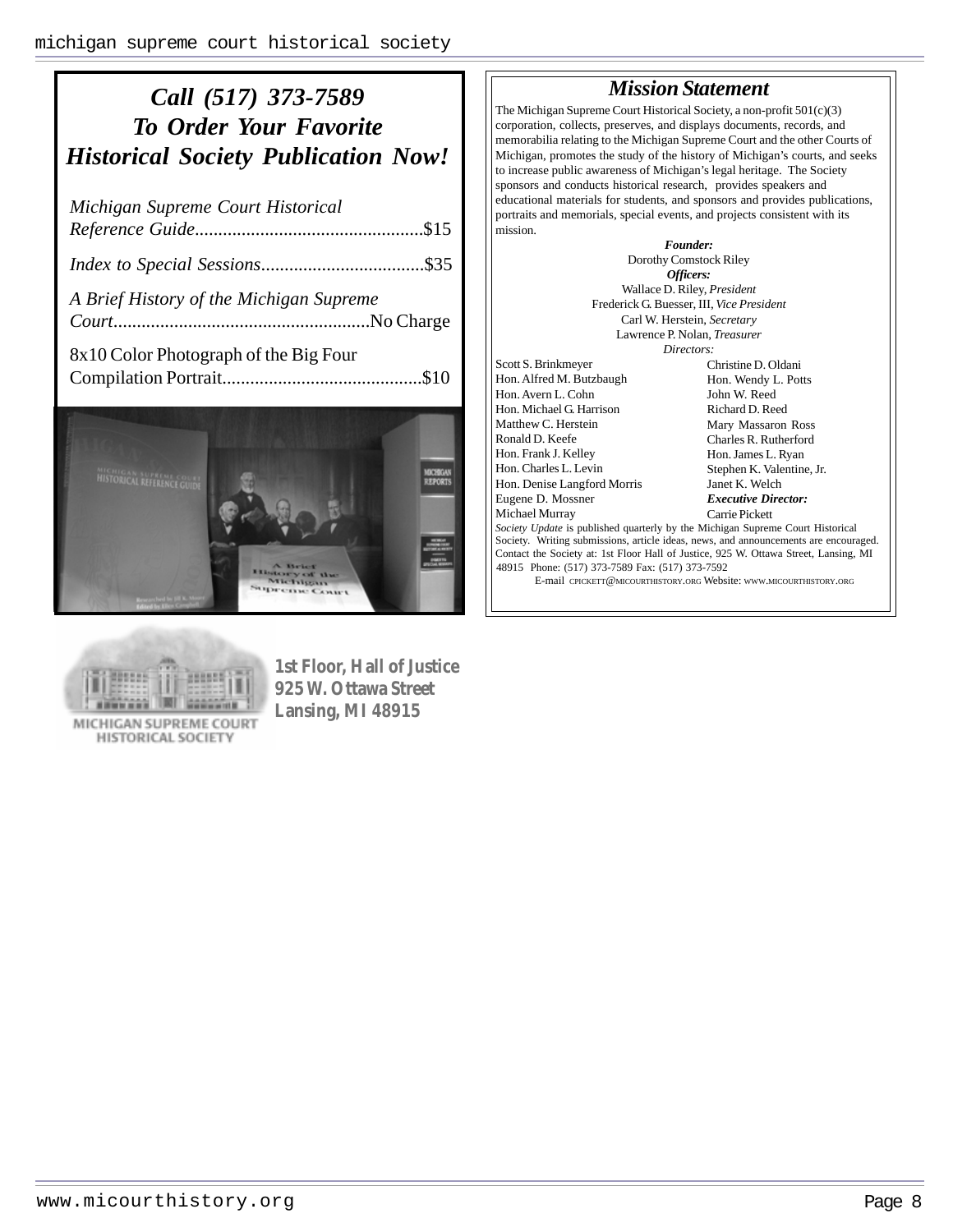## *Call (517) 373-7589 To Order Your Favorite Historical Society Publication Now!*

*Michigan Supreme Court Historical Reference Guide*.................................................$15

*Index to Special Sessions*...................................$35

*A Brief History of the Michigan Supreme Court*.......................................................No Charge

8x10 Color Photograph of the Big Four Compilation Portrait...........................................$10

## *Mission Statement*

The Michigan Supreme Court Historical Society, a non-profit 501(c)(3) corporation, collects, preserves, and displays documents, records, and memorabilia relating to the Michigan Supreme Court and the other Courts of Michigan, promotes the study of the history of Michigan's courts, and seeks to increase public awareness of Michigan's legal heritage. The Society sponsors and conducts historical research, provides speakers and educational materials for students, and sponsors and provides publications, portraits and memorials, special events, and projects consistent with its mission.

***Founder:***
Dorothy Comstock Riley

***Officers:***
Wallace D. Riley, *President*
Frederick G. Buesser, III, *Vice President*
Carl W. Herstein, *Secretary*
Lawrence P. Nolan, *Treasurer*

*Directors:*

Scott S. Brinkmeyer
Hon. Alfred M. Butzbaugh
Hon. Avern L. Cohn
Hon. Michael G. Harrison
Matthew C. Herstein
Ronald D. Keefe
Hon. Frank J. Kelley
Hon. Charles L. Levin
Hon. Denise Langford Morris
Eugene D. Mossner
Michael Murray
Christine D. Oldani
Hon. Wendy L. Potts
John W. Reed
Richard D. Reed
Mary Massaron Ross
Charles R. Rutherford
Hon. James L. Ryan
Stephen K. Valentine, Jr.
Janet K. Welch

***Executive Director:***
Carrie Pickett

*Society Update* is published quarterly by the Michigan Supreme Court Historical Society. Writing submissions, article ideas, news, and announcements are encouraged. Contact the Society at: 1st Floor Hall of Justice, 925 W. Ottawa Street, Lansing, MI 48915 Phone: (517) 373-7589 Fax: (517) 373-7592
E-mail cpickett@micourthistory.org Website: www.micourthistory.org

MICHIGAN SUPREME COURT HISTORICAL SOCIETY

**1st Floor, Hall of Justice**
**925 W. Ottawa Street**
**Lansing, MI 48915**